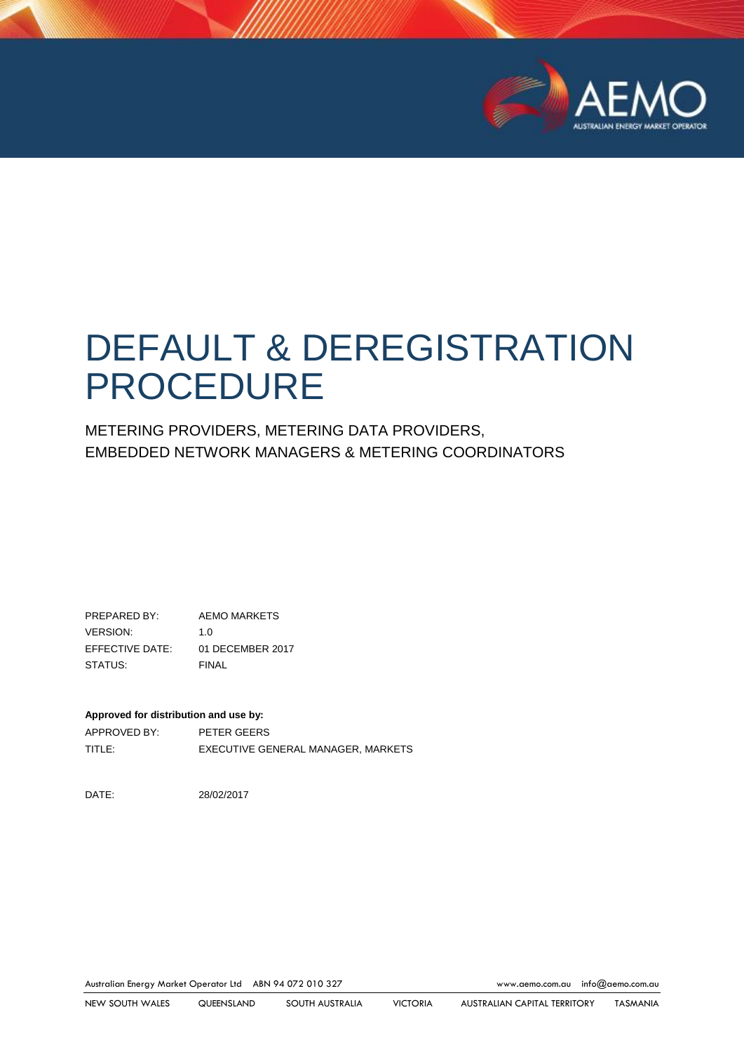# DEFAULT & DEREGISTRATION PROCEDURE

METERING PROVIDERS, METERING DATA PROVIDERS, EMBEDDED NETWORK MANAGERS & METERING COORDINATORS

| | |
|---|---|
| PREPARED BY: | AEMO MARKETS |
| VERSION: | 1.0 |
| EFFECTIVE DATE: | 01 DECEMBER 2017 |
| STATUS: | FINAL |

**Approved for distribution and use by:**

| | |
|---|---|
| APPROVED BY: | PETER GEERS |
| TITLE: | EXECUTIVE GENERAL MANAGER, MARKETS |

DATE: 28/02/2017

Australian Energy Market Operator Ltd ABN 94 072 010 327 www.aemo.com.au info@aemo.com.au

NEW SOUTH WALES QUEENSLAND SOUTH AUSTRALIA VICTORIA AUSTRALIAN CAPITAL TERRITORY TASMANIA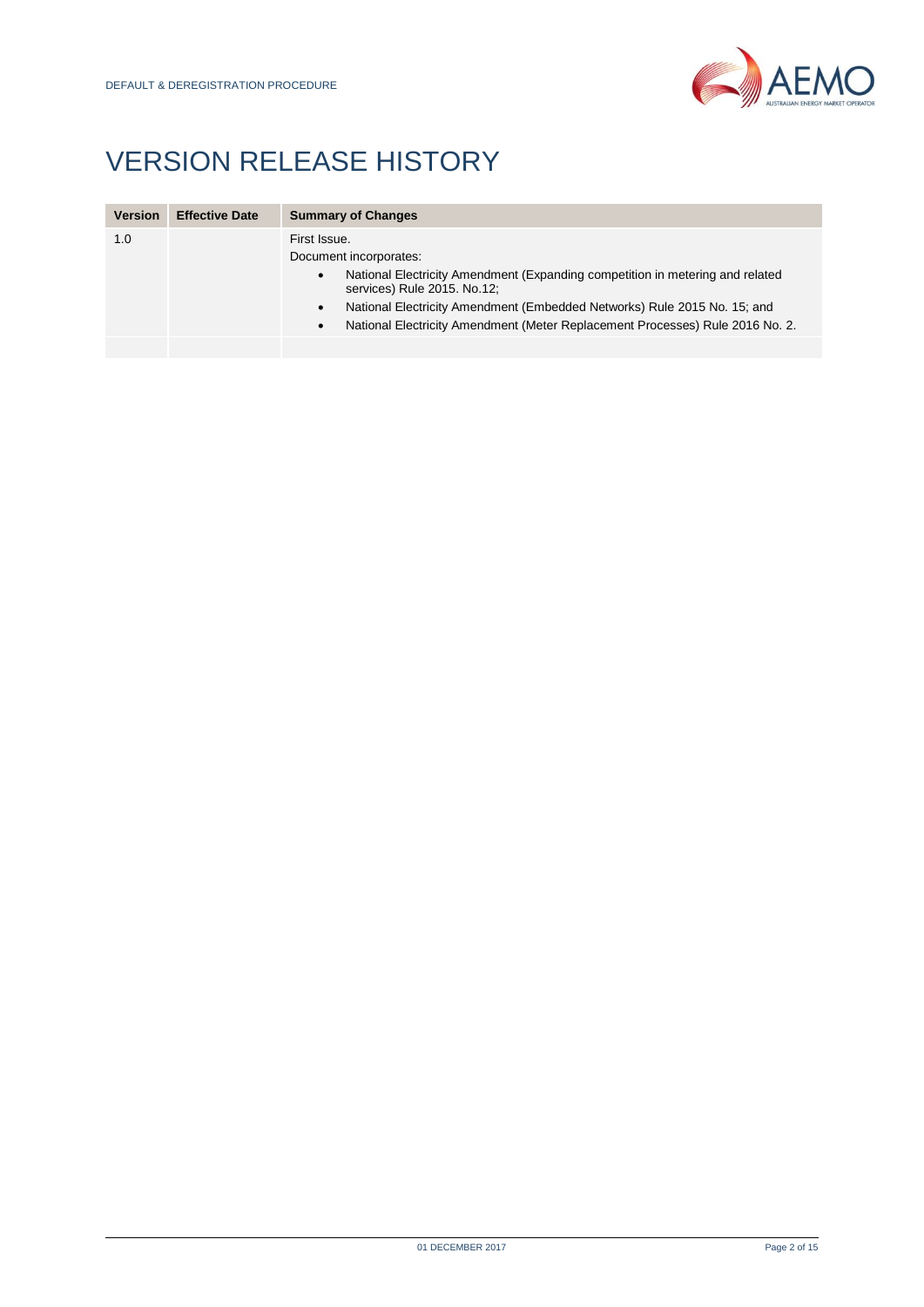# VERSION RELEASE HISTORY

| Version | Effective Date | Summary of Changes |
|---|---|---|
| 1.0 | | First Issue.<br>Document incorporates:<br>• National Electricity Amendment (Expanding competition in metering and related services) Rule 2015. No.12;<br>• National Electricity Amendment (Embedded Networks) Rule 2015 No. 15; and<br>• National Electricity Amendment (Meter Replacement Processes) Rule 2016 No. 2. |
| | | |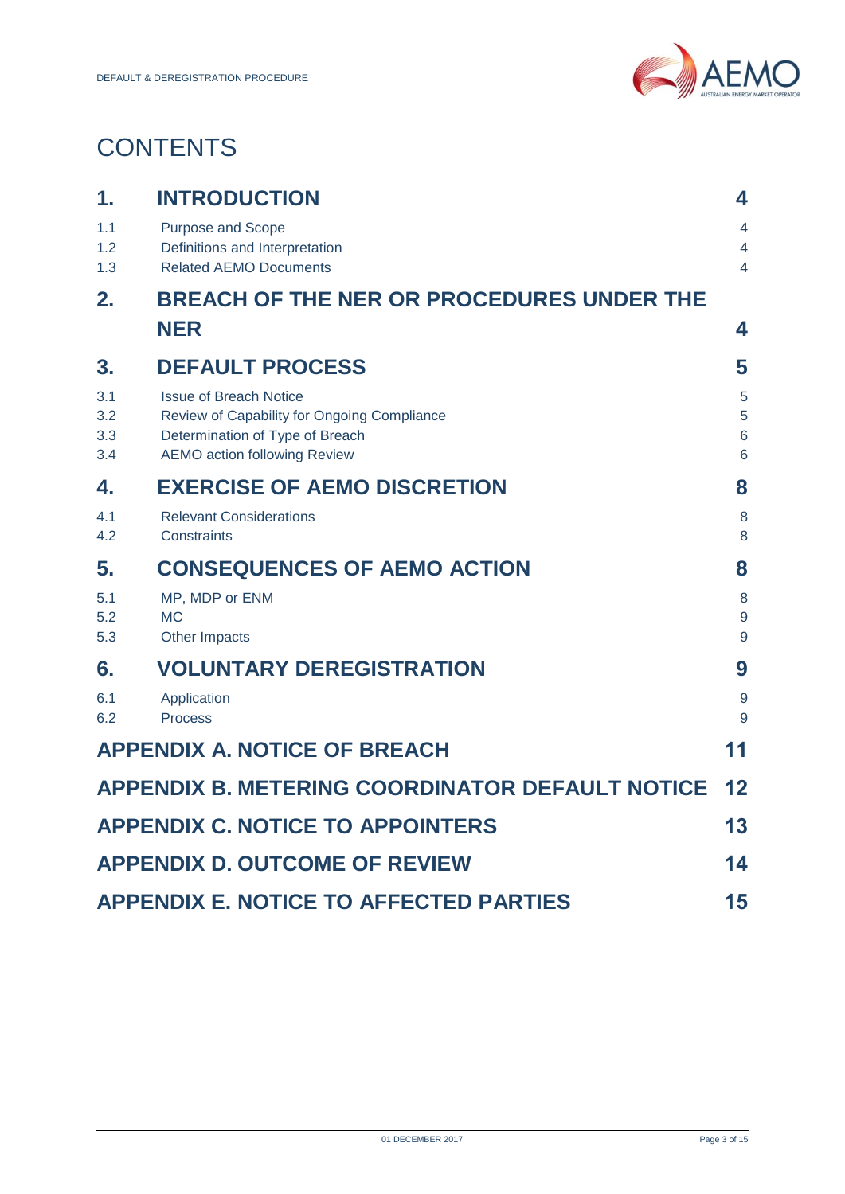# CONTENTS

| | | |
|---|---|---|
| **1.** | **INTRODUCTION** | **4** |
| 1.1 | Purpose and Scope | 4 |
| 1.2 | Definitions and Interpretation | 4 |
| 1.3 | Related AEMO Documents | 4 |
| **2.** | **BREACH OF THE NER OR PROCEDURES UNDER THE NER** | **4** |
| **3.** | **DEFAULT PROCESS** | **5** |
| 3.1 | Issue of Breach Notice | 5 |
| 3.2 | Review of Capability for Ongoing Compliance | 5 |
| 3.3 | Determination of Type of Breach | 6 |
| 3.4 | AEMO action following Review | 6 |
| **4.** | **EXERCISE OF AEMO DISCRETION** | **8** |
| 4.1 | Relevant Considerations | 8 |
| 4.2 | Constraints | 8 |
| **5.** | **CONSEQUENCES OF AEMO ACTION** | **8** |
| 5.1 | MP, MDP or ENM | 8 |
| 5.2 | MC | 9 |
| 5.3 | Other Impacts | 9 |
| **6.** | **VOLUNTARY DEREGISTRATION** | **9** |
| 6.1 | Application | 9 |
| 6.2 | Process | 9 |
| **APPENDIX A. NOTICE OF BREACH** | | **11** |
| **APPENDIX B. METERING COORDINATOR DEFAULT NOTICE** | | **12** |
| **APPENDIX C. NOTICE TO APPOINTERS** | | **13** |
| **APPENDIX D. OUTCOME OF REVIEW** | | **14** |
| **APPENDIX E. NOTICE TO AFFECTED PARTIES** | | **15** |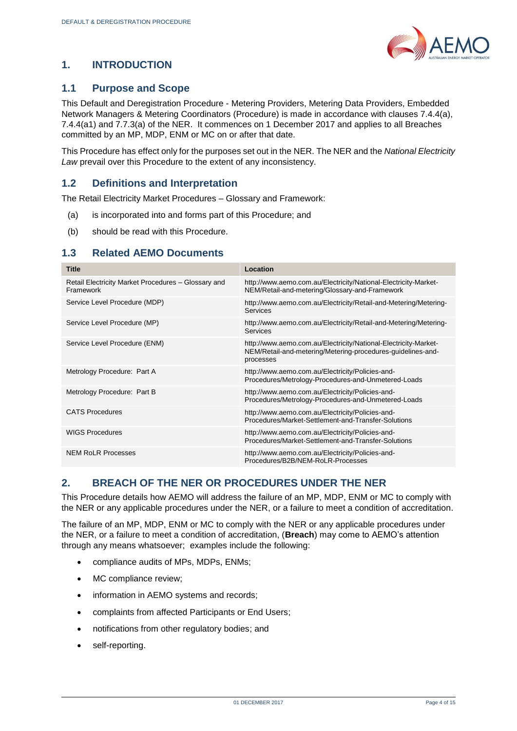## 1. INTRODUCTION

### 1.1 Purpose and Scope

This Default and Deregistration Procedure - Metering Providers, Metering Data Providers, Embedded Network Managers & Metering Coordinators (Procedure) is made in accordance with clauses 7.4.4(a), 7.4.4(a1) and 7.7.3(a) of the NER. It commences on 1 December 2017 and applies to all Breaches committed by an MP, MDP, ENM or MC on or after that date.

This Procedure has effect only for the purposes set out in the NER. The NER and the *National Electricity Law* prevail over this Procedure to the extent of any inconsistency.

### 1.2 Definitions and Interpretation

The Retail Electricity Market Procedures – Glossary and Framework:

(a) is incorporated into and forms part of this Procedure; and

(b) should be read with this Procedure.

### 1.3 Related AEMO Documents

| Title | Location |
|---|---|
| Retail Electricity Market Procedures – Glossary and Framework | http://www.aemo.com.au/Electricity/National-Electricity-Market-NEM/Retail-and-metering/Glossary-and-Framework |
| Service Level Procedure (MDP) | http://www.aemo.com.au/Electricity/Retail-and-Metering/Metering-Services |
| Service Level Procedure (MP) | http://www.aemo.com.au/Electricity/Retail-and-Metering/Metering-Services |
| Service Level Procedure (ENM) | http://www.aemo.com.au/Electricity/National-Electricity-Market-NEM/Retail-and-metering/Metering-procedures-guidelines-and-processes |
| Metrology Procedure: Part A | http://www.aemo.com.au/Electricity/Policies-and-Procedures/Metrology-Procedures-and-Unmetered-Loads |
| Metrology Procedure: Part B | http://www.aemo.com.au/Electricity/Policies-and-Procedures/Metrology-Procedures-and-Unmetered-Loads |
| CATS Procedures | http://www.aemo.com.au/Electricity/Policies-and-Procedures/Market-Settlement-and-Transfer-Solutions |
| WIGS Procedures | http://www.aemo.com.au/Electricity/Policies-and-Procedures/Market-Settlement-and-Transfer-Solutions |
| NEM RoLR Processes | http://www.aemo.com.au/Electricity/Policies-and-Procedures/B2B/NEM-RoLR-Processes |

## 2. BREACH OF THE NER OR PROCEDURES UNDER THE NER

This Procedure details how AEMO will address the failure of an MP, MDP, ENM or MC to comply with the NER or any applicable procedures under the NER, or a failure to meet a condition of accreditation.

The failure of an MP, MDP, ENM or MC to comply with the NER or any applicable procedures under the NER, or a failure to meet a condition of accreditation, (**Breach**) may come to AEMO's attention through any means whatsoever; examples include the following:

- compliance audits of MPs, MDPs, ENMs;
- MC compliance review;
- information in AEMO systems and records;
- complaints from affected Participants or End Users;
- notifications from other regulatory bodies; and
- self-reporting.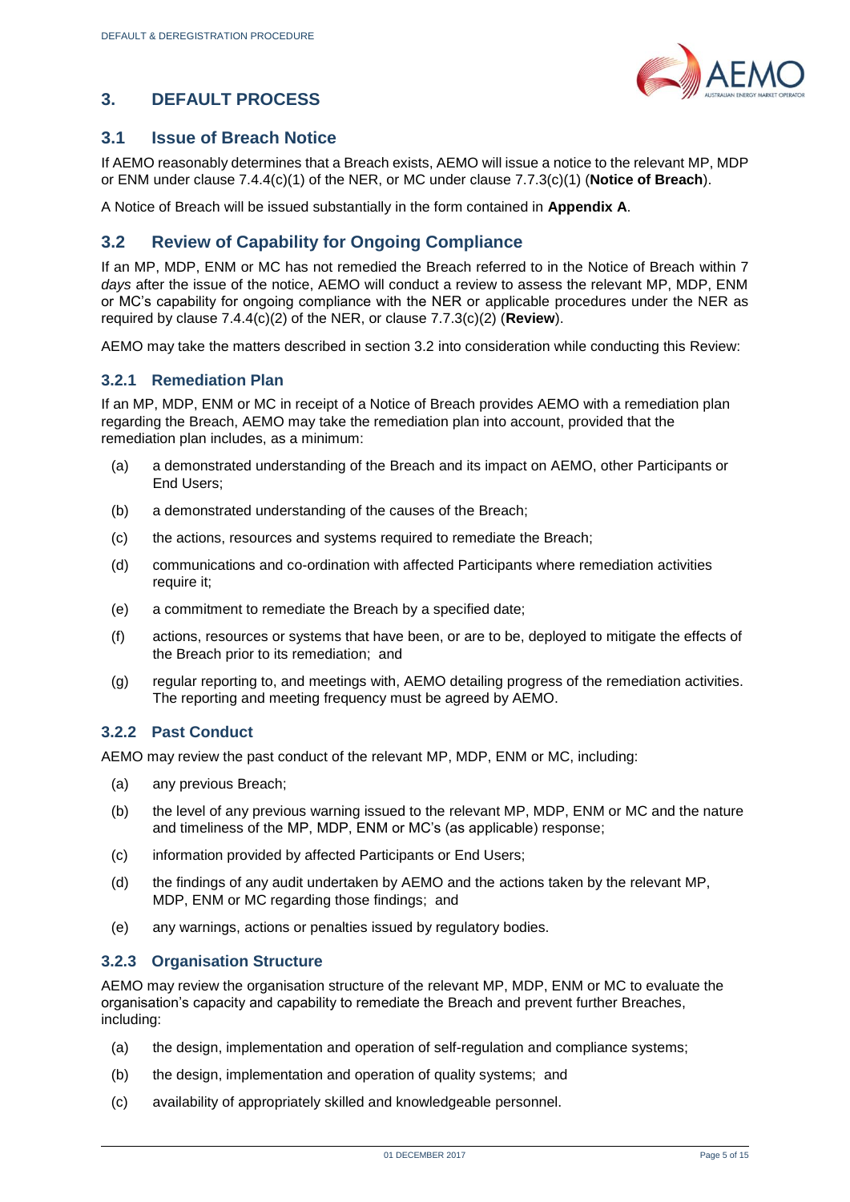# 3. DEFAULT PROCESS

## 3.1 Issue of Breach Notice

If AEMO reasonably determines that a Breach exists, AEMO will issue a notice to the relevant MP, MDP or ENM under clause 7.4.4(c)(1) of the NER, or MC under clause 7.7.3(c)(1) (**Notice of Breach**).

A Notice of Breach will be issued substantially in the form contained in **Appendix A**.

## 3.2 Review of Capability for Ongoing Compliance

If an MP, MDP, ENM or MC has not remedied the Breach referred to in the Notice of Breach within 7 *days* after the issue of the notice, AEMO will conduct a review to assess the relevant MP, MDP, ENM or MC's capability for ongoing compliance with the NER or applicable procedures under the NER as required by clause 7.4.4(c)(2) of the NER, or clause 7.7.3(c)(2) (**Review**).

AEMO may take the matters described in section 3.2 into consideration while conducting this Review:

### 3.2.1 Remediation Plan

If an MP, MDP, ENM or MC in receipt of a Notice of Breach provides AEMO with a remediation plan regarding the Breach, AEMO may take the remediation plan into account, provided that the remediation plan includes, as a minimum:

(a) a demonstrated understanding of the Breach and its impact on AEMO, other Participants or End Users;

(b) a demonstrated understanding of the causes of the Breach;

(c) the actions, resources and systems required to remediate the Breach;

(d) communications and co-ordination with affected Participants where remediation activities require it;

(e) a commitment to remediate the Breach by a specified date;

(f) actions, resources or systems that have been, or are to be, deployed to mitigate the effects of the Breach prior to its remediation; and

(g) regular reporting to, and meetings with, AEMO detailing progress of the remediation activities. The reporting and meeting frequency must be agreed by AEMO.

### 3.2.2 Past Conduct

AEMO may review the past conduct of the relevant MP, MDP, ENM or MC, including:

(a) any previous Breach;

(b) the level of any previous warning issued to the relevant MP, MDP, ENM or MC and the nature and timeliness of the MP, MDP, ENM or MC's (as applicable) response;

(c) information provided by affected Participants or End Users;

(d) the findings of any audit undertaken by AEMO and the actions taken by the relevant MP, MDP, ENM or MC regarding those findings; and

(e) any warnings, actions or penalties issued by regulatory bodies.

### 3.2.3 Organisation Structure

AEMO may review the organisation structure of the relevant MP, MDP, ENM or MC to evaluate the organisation's capacity and capability to remediate the Breach and prevent further Breaches, including:

(a) the design, implementation and operation of self-regulation and compliance systems;

(b) the design, implementation and operation of quality systems; and

(c) availability of appropriately skilled and knowledgeable personnel.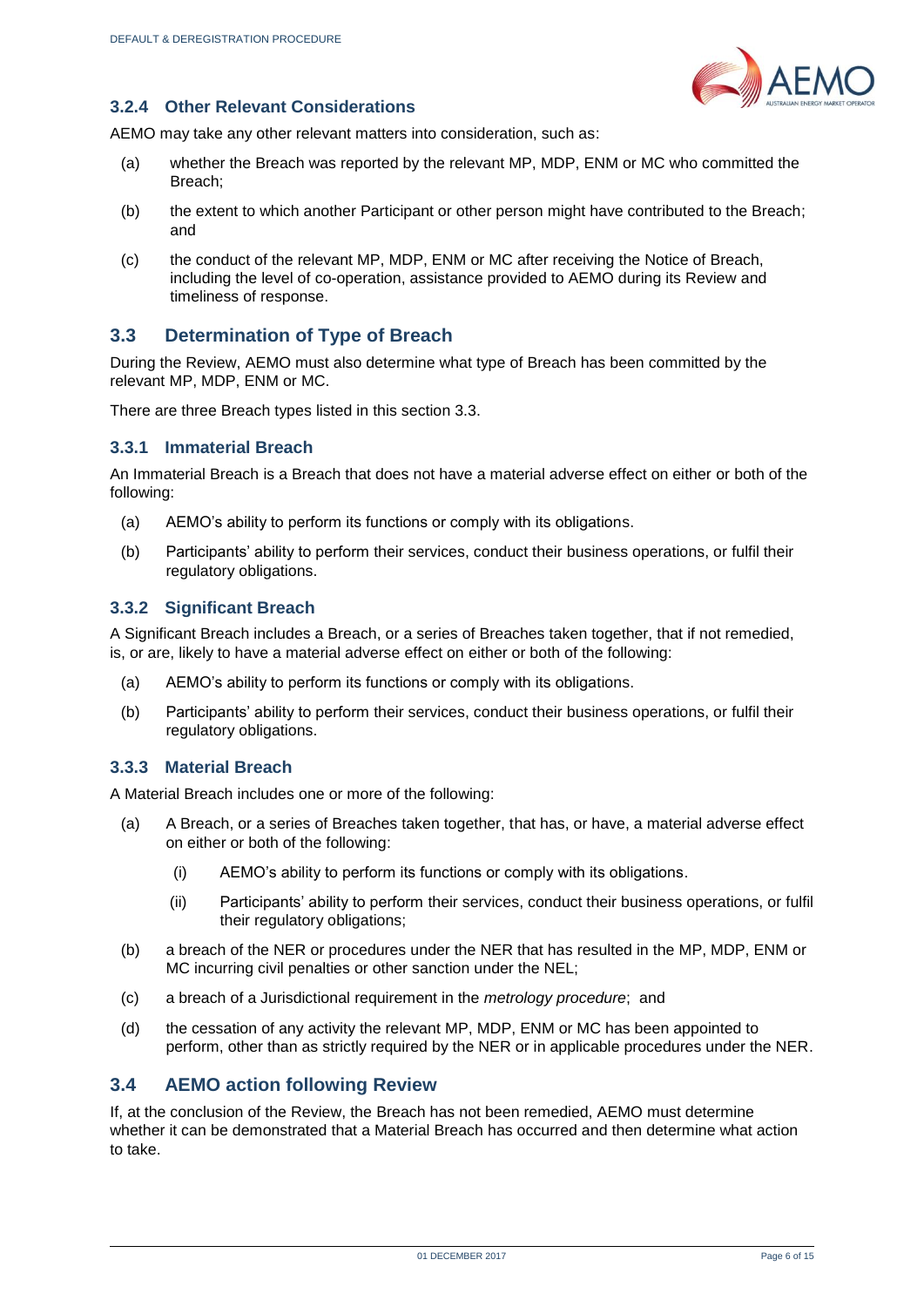### 3.2.4 Other Relevant Considerations

AEMO may take any other relevant matters into consideration, such as:

(a) whether the Breach was reported by the relevant MP, MDP, ENM or MC who committed the Breach;

(b) the extent to which another Participant or other person might have contributed to the Breach; and

(c) the conduct of the relevant MP, MDP, ENM or MC after receiving the Notice of Breach, including the level of co-operation, assistance provided to AEMO during its Review and timeliness of response.

## 3.3 Determination of Type of Breach

During the Review, AEMO must also determine what type of Breach has been committed by the relevant MP, MDP, ENM or MC.

There are three Breach types listed in this section 3.3.

### 3.3.1 Immaterial Breach

An Immaterial Breach is a Breach that does not have a material adverse effect on either or both of the following:

(a) AEMO's ability to perform its functions or comply with its obligations.

(b) Participants' ability to perform their services, conduct their business operations, or fulfil their regulatory obligations.

### 3.3.2 Significant Breach

A Significant Breach includes a Breach, or a series of Breaches taken together, that if not remedied, is, or are, likely to have a material adverse effect on either or both of the following:

(a) AEMO's ability to perform its functions or comply with its obligations.

(b) Participants' ability to perform their services, conduct their business operations, or fulfil their regulatory obligations.

### 3.3.3 Material Breach

A Material Breach includes one or more of the following:

(a) A Breach, or a series of Breaches taken together, that has, or have, a material adverse effect on either or both of the following:

   (i) AEMO's ability to perform its functions or comply with its obligations.

   (ii) Participants' ability to perform their services, conduct their business operations, or fulfil their regulatory obligations;

(b) a breach of the NER or procedures under the NER that has resulted in the MP, MDP, ENM or MC incurring civil penalties or other sanction under the NEL;

(c) a breach of a Jurisdictional requirement in the *metrology procedure*; and

(d) the cessation of any activity the relevant MP, MDP, ENM or MC has been appointed to perform, other than as strictly required by the NER or in applicable procedures under the NER.

## 3.4 AEMO action following Review

If, at the conclusion of the Review, the Breach has not been remedied, AEMO must determine whether it can be demonstrated that a Material Breach has occurred and then determine what action to take.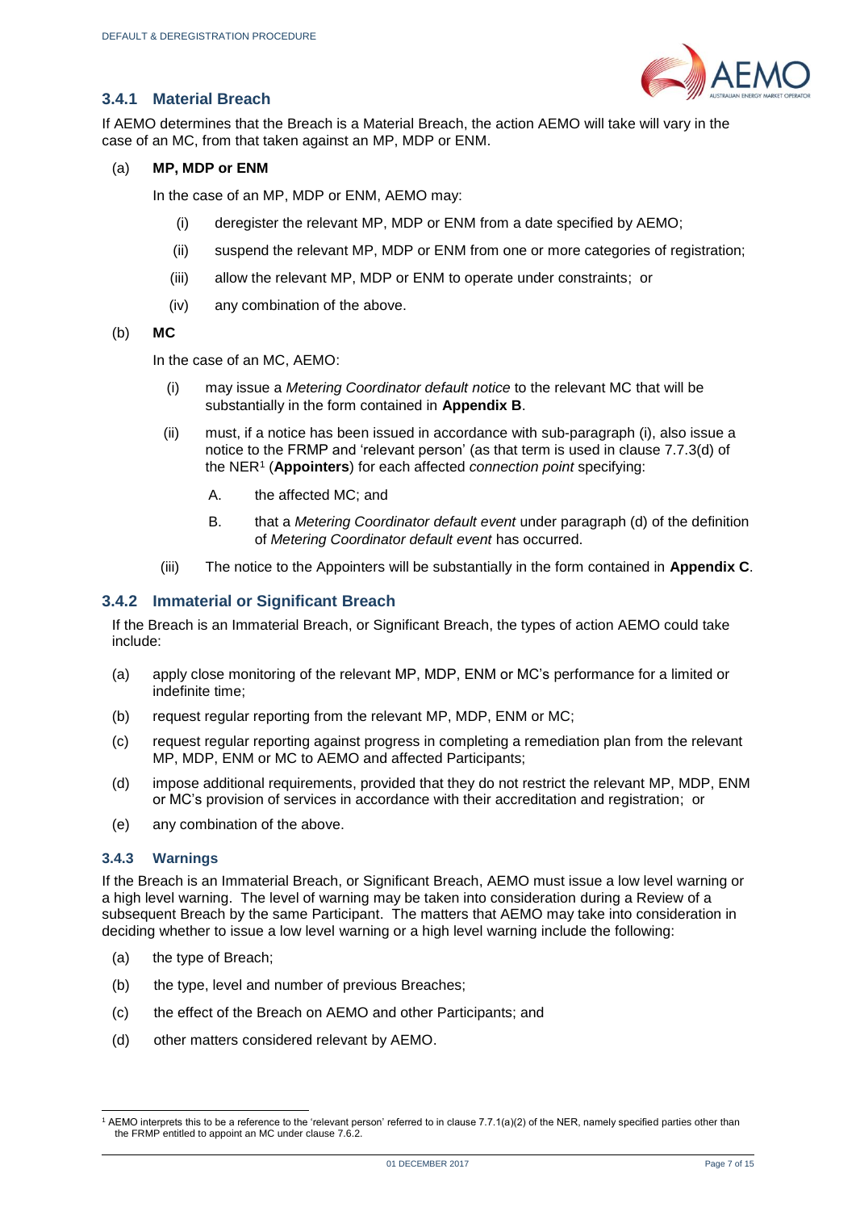### 3.4.1 Material Breach

If AEMO determines that the Breach is a Material Breach, the action AEMO will take will vary in the case of an MC, from that taken against an MP, MDP or ENM.

(a) **MP, MDP or ENM**

In the case of an MP, MDP or ENM, AEMO may:

(i) deregister the relevant MP, MDP or ENM from a date specified by AEMO;

(ii) suspend the relevant MP, MDP or ENM from one or more categories of registration;

(iii) allow the relevant MP, MDP or ENM to operate under constraints; or

(iv) any combination of the above.

(b) **MC**

In the case of an MC, AEMO:

(i) may issue a *Metering Coordinator default notice* to the relevant MC that will be substantially in the form contained in **Appendix B**.

(ii) must, if a notice has been issued in accordance with sub-paragraph (i), also issue a notice to the FRMP and 'relevant person' (as that term is used in clause 7.7.3(d) of the NER[1] (**Appointers**) for each affected *connection point* specifying:

A. the affected MC; and

B. that a *Metering Coordinator default event* under paragraph (d) of the definition of *Metering Coordinator default event* has occurred.

(iii) The notice to the Appointers will be substantially in the form contained in **Appendix C**.

### 3.4.2 Immaterial or Significant Breach

If the Breach is an Immaterial Breach, or Significant Breach, the types of action AEMO could take include:

(a) apply close monitoring of the relevant MP, MDP, ENM or MC's performance for a limited or indefinite time;

(b) request regular reporting from the relevant MP, MDP, ENM or MC;

(c) request regular reporting against progress in completing a remediation plan from the relevant MP, MDP, ENM or MC to AEMO and affected Participants;

(d) impose additional requirements, provided that they do not restrict the relevant MP, MDP, ENM or MC's provision of services in accordance with their accreditation and registration; or

(e) any combination of the above.

#### 3.4.3 Warnings

If the Breach is an Immaterial Breach, or Significant Breach, AEMO must issue a low level warning or a high level warning. The level of warning may be taken into consideration during a Review of a subsequent Breach by the same Participant. The matters that AEMO may take into consideration in deciding whether to issue a low level warning or a high level warning include the following:

(a) the type of Breach;

(b) the type, level and number of previous Breaches;

(c) the effect of the Breach on AEMO and other Participants; and

(d) other matters considered relevant by AEMO.

---

[1] AEMO interprets this to be a reference to the 'relevant person' referred to in clause 7.7.1(a)(2) of the NER, namely specified parties other than the FRMP entitled to appoint an MC under clause 7.6.2.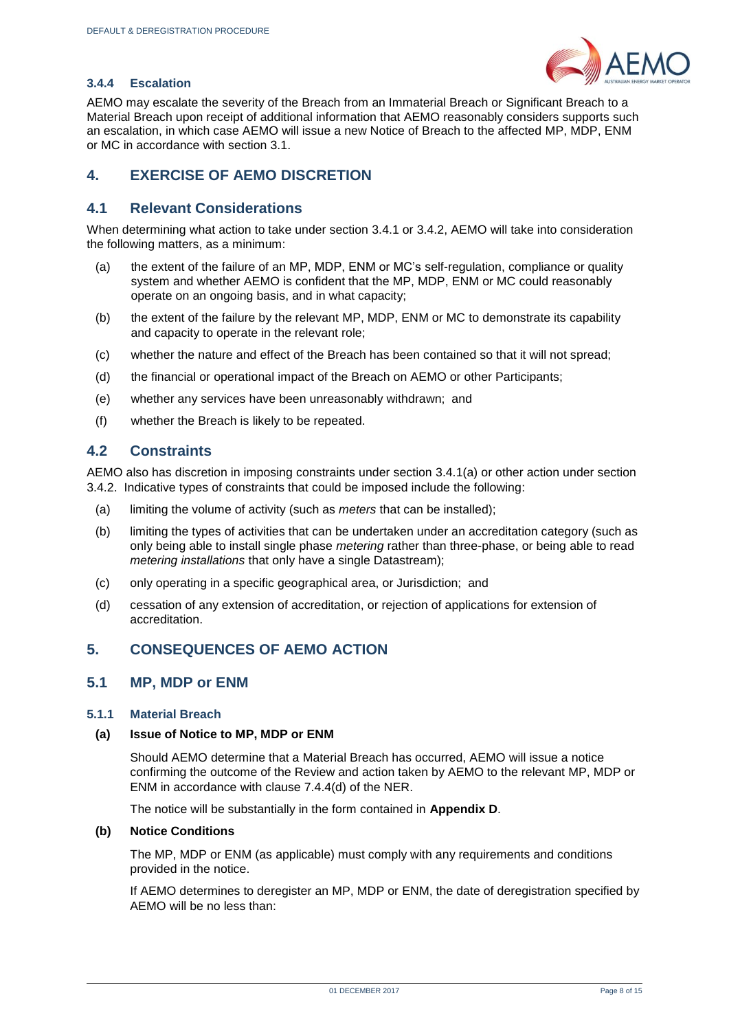#### 3.4.4 Escalation

AEMO may escalate the severity of the Breach from an Immaterial Breach or Significant Breach to a Material Breach upon receipt of additional information that AEMO reasonably considers supports such an escalation, in which case AEMO will issue a new Notice of Breach to the affected MP, MDP, ENM or MC in accordance with section 3.1.

## 4. EXERCISE OF AEMO DISCRETION

### 4.1 Relevant Considerations

When determining what action to take under section 3.4.1 or 3.4.2, AEMO will take into consideration the following matters, as a minimum:

(a) the extent of the failure of an MP, MDP, ENM or MC's self-regulation, compliance or quality system and whether AEMO is confident that the MP, MDP, ENM or MC could reasonably operate on an ongoing basis, and in what capacity;

(b) the extent of the failure by the relevant MP, MDP, ENM or MC to demonstrate its capability and capacity to operate in the relevant role;

(c) whether the nature and effect of the Breach has been contained so that it will not spread;

(d) the financial or operational impact of the Breach on AEMO or other Participants;

(e) whether any services have been unreasonably withdrawn; and

(f) whether the Breach is likely to be repeated.

### 4.2 Constraints

AEMO also has discretion in imposing constraints under section 3.4.1(a) or other action under section 3.4.2. Indicative types of constraints that could be imposed include the following:

(a) limiting the volume of activity (such as *meters* that can be installed);

(b) limiting the types of activities that can be undertaken under an accreditation category (such as only being able to install single phase *metering* rather than three-phase, or being able to read *metering installations* that only have a single Datastream);

(c) only operating in a specific geographical area, or Jurisdiction; and

(d) cessation of any extension of accreditation, or rejection of applications for extension of accreditation.

## 5. CONSEQUENCES OF AEMO ACTION

### 5.1 MP, MDP or ENM

#### 5.1.1 Material Breach

**(a) Issue of Notice to MP, MDP or ENM**

Should AEMO determine that a Material Breach has occurred, AEMO will issue a notice confirming the outcome of the Review and action taken by AEMO to the relevant MP, MDP or ENM in accordance with clause 7.4.4(d) of the NER.

The notice will be substantially in the form contained in **Appendix D**.

**(b) Notice Conditions**

The MP, MDP or ENM (as applicable) must comply with any requirements and conditions provided in the notice.

If AEMO determines to deregister an MP, MDP or ENM, the date of deregistration specified by AEMO will be no less than: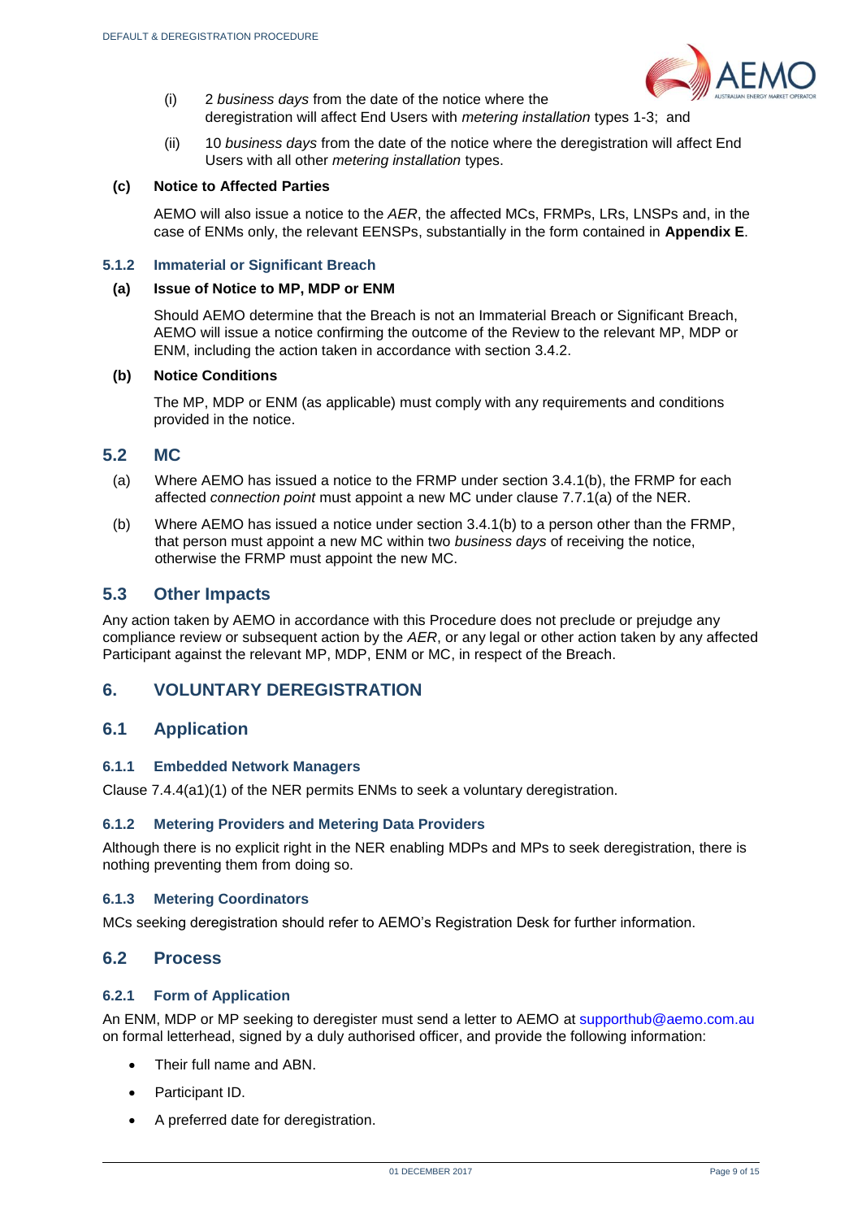(i) 2 *business days* from the date of the notice where the deregistration will affect End Users with *metering installation* types 1-3; and

(ii) 10 *business days* from the date of the notice where the deregistration will affect End Users with all other *metering installation* types.

**(c) Notice to Affected Parties**

AEMO will also issue a notice to the *AER*, the affected MCs, FRMPs, LRs, LNSPs and, in the case of ENMs only, the relevant EENSPs, substantially in the form contained in **Appendix E**.

#### 5.1.2 Immaterial or Significant Breach

**(a) Issue of Notice to MP, MDP or ENM**

Should AEMO determine that the Breach is not an Immaterial Breach or Significant Breach, AEMO will issue a notice confirming the outcome of the Review to the relevant MP, MDP or ENM, including the action taken in accordance with section 3.4.2.

**(b) Notice Conditions**

The MP, MDP or ENM (as applicable) must comply with any requirements and conditions provided in the notice.

### 5.2 MC

(a) Where AEMO has issued a notice to the FRMP under section 3.4.1(b), the FRMP for each affected *connection point* must appoint a new MC under clause 7.7.1(a) of the NER.

(b) Where AEMO has issued a notice under section 3.4.1(b) to a person other than the FRMP, that person must appoint a new MC within two *business days* of receiving the notice, otherwise the FRMP must appoint the new MC.

### 5.3 Other Impacts

Any action taken by AEMO in accordance with this Procedure does not preclude or prejudge any compliance review or subsequent action by the *AER*, or any legal or other action taken by any affected Participant against the relevant MP, MDP, ENM or MC, in respect of the Breach.

## 6. VOLUNTARY DEREGISTRATION

### 6.1 Application

#### 6.1.1 Embedded Network Managers

Clause 7.4.4(a1)(1) of the NER permits ENMs to seek a voluntary deregistration.

#### 6.1.2 Metering Providers and Metering Data Providers

Although there is no explicit right in the NER enabling MDPs and MPs to seek deregistration, there is nothing preventing them from doing so.

#### 6.1.3 Metering Coordinators

MCs seeking deregistration should refer to AEMO's Registration Desk for further information.

### 6.2 Process

#### 6.2.1 Form of Application

An ENM, MDP or MP seeking to deregister must send a letter to AEMO at supporthub@aemo.com.au on formal letterhead, signed by a duly authorised officer, and provide the following information:

- Their full name and ABN.
- Participant ID.
- A preferred date for deregistration.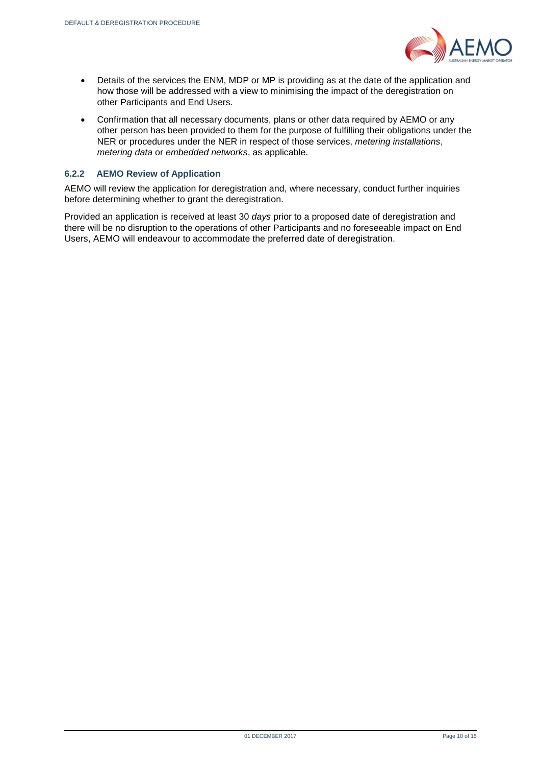- Details of the services the ENM, MDP or MP is providing as at the date of the application and how those will be addressed with a view to minimising the impact of the deregistration on other Participants and End Users.
- Confirmation that all necessary documents, plans or other data required by AEMO or any other person has been provided to them for the purpose of fulfilling their obligations under the NER or procedures under the NER in respect of those services, *metering installations*, *metering data* or *embedded networks*, as applicable.

### 6.2.2 AEMO Review of Application

AEMO will review the application for deregistration and, where necessary, conduct further inquiries before determining whether to grant the deregistration.

Provided an application is received at least 30 *days* prior to a proposed date of deregistration and there will be no disruption to the operations of other Participants and no foreseeable impact on End Users, AEMO will endeavour to accommodate the preferred date of deregistration.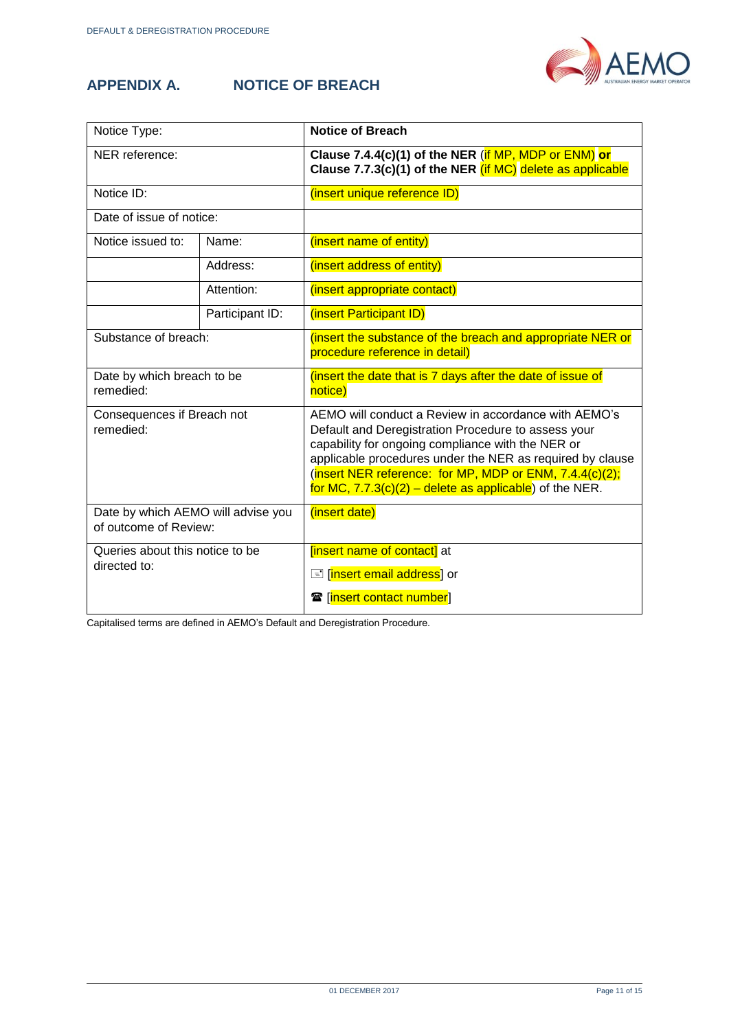## APPENDIX A. NOTICE OF BREACH

| Notice Type: | | **Notice of Breach** |
|---|---|---|
| NER reference: | | **Clause 7.4.4(c)(1) of the NER** (if MP, MDP or ENM) **or Clause 7.7.3(c)(1) of the NER** (if MC) delete as applicable |
| Notice ID: | | (insert unique reference ID) |
| Date of issue of notice: | | |
| Notice issued to: | Name: | (insert name of entity) |
| | Address: | (insert address of entity) |
| | Attention: | (insert appropriate contact) |
| | Participant ID: | (insert Participant ID) |
| Substance of breach: | | (insert the substance of the breach and appropriate NER or procedure reference in detail) |
| Date by which breach to be remedied: | | (insert the date that is 7 days after the date of issue of notice) |
| Consequences if Breach not remedied: | | AEMO will conduct a Review in accordance with AEMO's Default and Deregistration Procedure to assess your capability for ongoing compliance with the NER or applicable procedures under the NER as required by clause (insert NER reference: for MP, MDP or ENM, 7.4.4(c)(2); for MC, 7.7.3(c)(2) – delete as applicable) of the NER. |
| Date by which AEMO will advise you of outcome of Review: | | (insert date) |
| Queries about this notice to be directed to: | | [insert name of contact] at<br>✉ [insert email address] or<br>☎ [insert contact number] |

Capitalised terms are defined in AEMO's Default and Deregistration Procedure.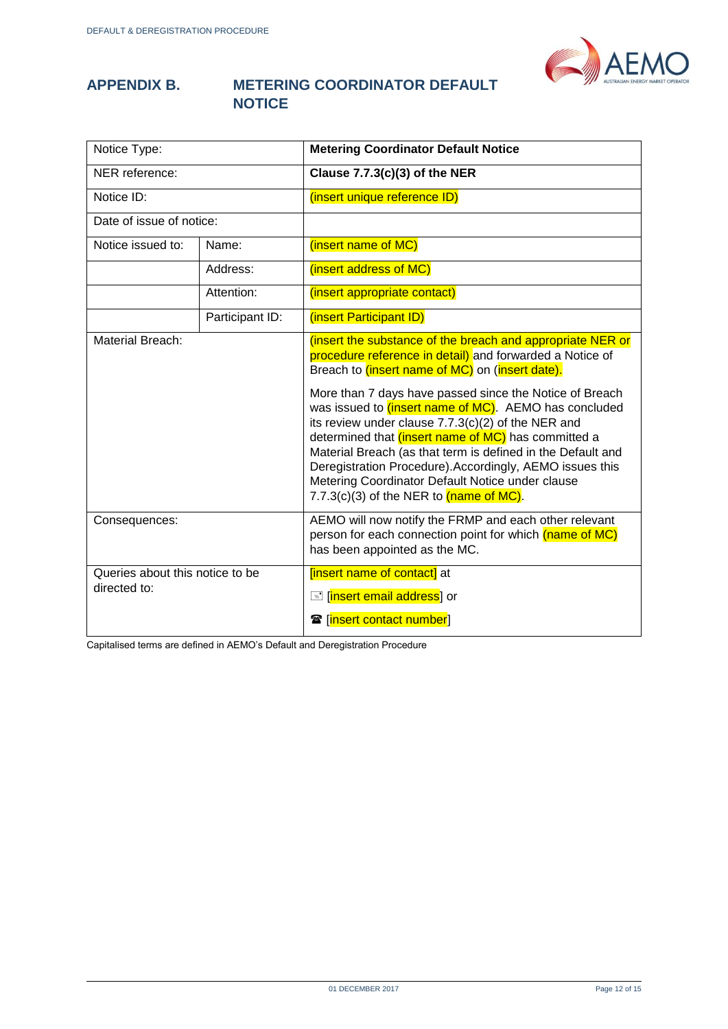## APPENDIX B. METERING COORDINATOR DEFAULT NOTICE

| Notice Type: | | **Metering Coordinator Default Notice** |
|---|---|---|
| NER reference: | | **Clause 7.7.3(c)(3) of the NER** |
| Notice ID: | | (insert unique reference ID) |
| Date of issue of notice: | | |
| Notice issued to: | Name: | (insert name of MC) |
| | Address: | (insert address of MC) |
| | Attention: | (insert appropriate contact) |
| | Participant ID: | (insert Participant ID) |
| Material Breach: | | (insert the substance of the breach and appropriate NER or procedure reference in detail) and forwarded a Notice of Breach to (insert name of MC) on (insert date).<br><br>More than 7 days have passed since the Notice of Breach was issued to (insert name of MC). AEMO has concluded its review under clause 7.7.3(c)(2) of the NER and determined that (insert name of MC) has committed a Material Breach (as that term is defined in the Default and Deregistration Procedure).Accordingly, AEMO issues this Metering Coordinator Default Notice under clause 7.7.3(c)(3) of the NER to (name of MC). |
| Consequences: | | AEMO will now notify the FRMP and each other relevant person for each connection point for which (name of MC) has been appointed as the MC. |
| Queries about this notice to be directed to: | | [insert name of contact] at<br><br>✉ [insert email address] or<br><br>☎ [insert contact number] |

Capitalised terms are defined in AEMO's Default and Deregistration Procedure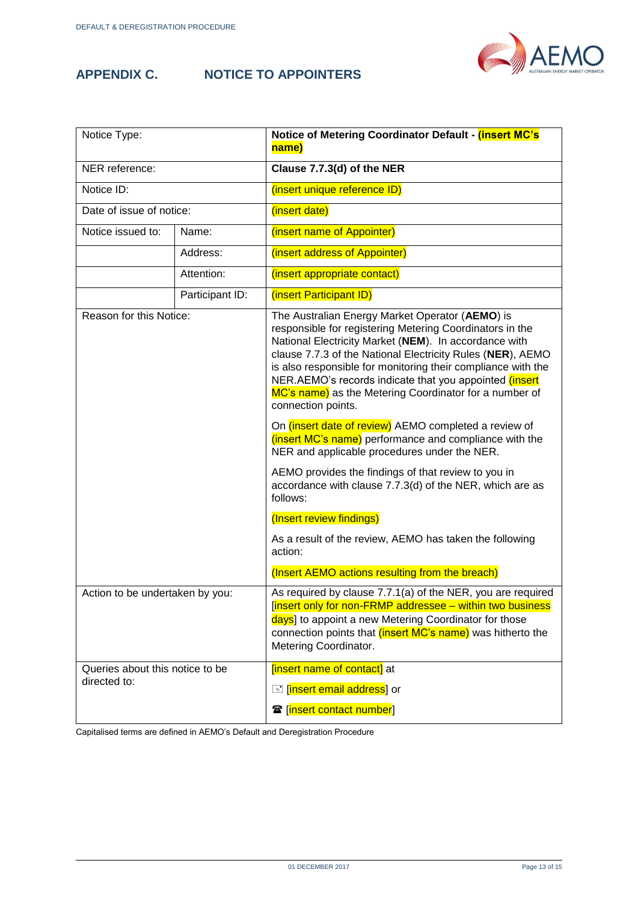## APPENDIX C. NOTICE TO APPOINTERS

| Notice Type: | | **Notice of Metering Coordinator Default - (insert MC's name)** |
|---|---|---|
| NER reference: | | **Clause 7.7.3(d) of the NER** |
| Notice ID: | | (insert unique reference ID) |
| Date of issue of notice: | | (insert date) |
| Notice issued to: | Name: | (insert name of Appointer) |
| | Address: | (insert address of Appointer) |
| | Attention: | (insert appropriate contact) |
| | Participant ID: | (insert Participant ID) |
| Reason for this Notice: | | The Australian Energy Market Operator (**AEMO**) is responsible for registering Metering Coordinators in the National Electricity Market (**NEM**). In accordance with clause 7.7.3 of the National Electricity Rules (**NER**), AEMO is also responsible for monitoring their compliance with the NER.AEMO's records indicate that you appointed (insert MC's name) as the Metering Coordinator for a number of connection points.<br><br>On (insert date of review) AEMO completed a review of (insert MC's name) performance and compliance with the NER and applicable procedures under the NER.<br><br>AEMO provides the findings of that review to you in accordance with clause 7.7.3(d) of the NER, which are as follows:<br><br>(Insert review findings)<br><br>As a result of the review, AEMO has taken the following action:<br><br>(Insert AEMO actions resulting from the breach) |
| Action to be undertaken by you: | | As required by clause 7.7.1(a) of the NER, you are required [insert only for non-FRMP addressee – within two business days] to appoint a new Metering Coordinator for those connection points that (insert MC's name) was hitherto the Metering Coordinator. |
| Queries about this notice to be directed to: | | [insert name of contact] at<br><br>✉ [insert email address] or<br><br>☎ [insert contact number] |

Capitalised terms are defined in AEMO's Default and Deregistration Procedure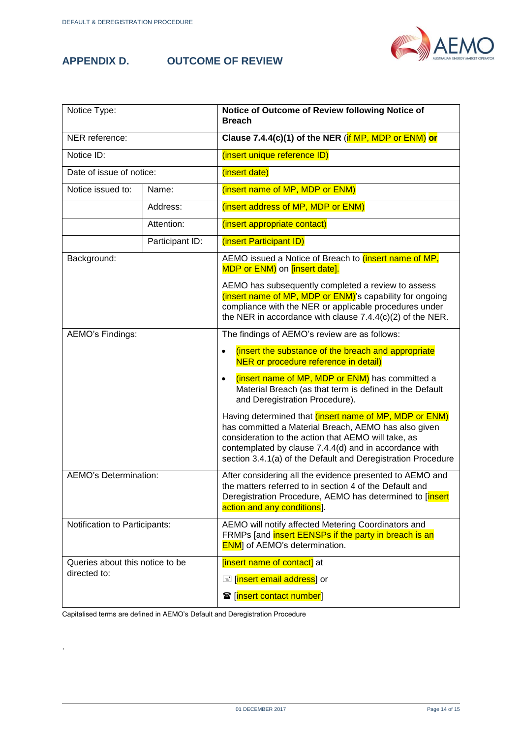## APPENDIX D. OUTCOME OF REVIEW

| Notice Type: | | **Notice of Outcome of Review following Notice of Breach** |
|---|---|---|
| NER reference: | | **Clause 7.4.4(c)(1) of the NER** (if MP, MDP or ENM) **or** |
| Notice ID: | | (insert unique reference ID) |
| Date of issue of notice: | | (insert date) |
| Notice issued to: | Name: | (insert name of MP, MDP or ENM) |
| | Address: | (insert address of MP, MDP or ENM) |
| | Attention: | (insert appropriate contact) |
| | Participant ID: | (insert Participant ID) |
| Background: | | AEMO issued a Notice of Breach to (insert name of MP, MDP or ENM) on [insert date].<br><br>AEMO has subsequently completed a review to assess (insert name of MP, MDP or ENM)'s capability for ongoing compliance with the NER or applicable procedures under the NER in accordance with clause 7.4.4(c)(2) of the NER. |
| AEMO's Findings: | | The findings of AEMO's review are as follows:<br><br>• (insert the substance of the breach and appropriate NER or procedure reference in detail)<br>• (insert name of MP, MDP or ENM) has committed a Material Breach (as that term is defined in the Default and Deregistration Procedure).<br><br>Having determined that (insert name of MP, MDP or ENM) has committed a Material Breach, AEMO has also given consideration to the action that AEMO will take, as contemplated by clause 7.4.4(d) and in accordance with section 3.4.1(a) of the Default and Deregistration Procedure |
| AEMO's Determination: | | After considering all the evidence presented to AEMO and the matters referred to in section 4 of the Default and Deregistration Procedure, AEMO has determined to [insert action and any conditions]. |
| Notification to Participants: | | AEMO will notify affected Metering Coordinators and FRMPs [and insert EENSPs if the party in breach is an ENM] of AEMO's determination. |
| Queries about this notice to be directed to: | | [insert name of contact] at<br><br>✉ [insert email address] or<br><br>☎ [insert contact number] |

Capitalised terms are defined in AEMO's Default and Deregistration Procedure

.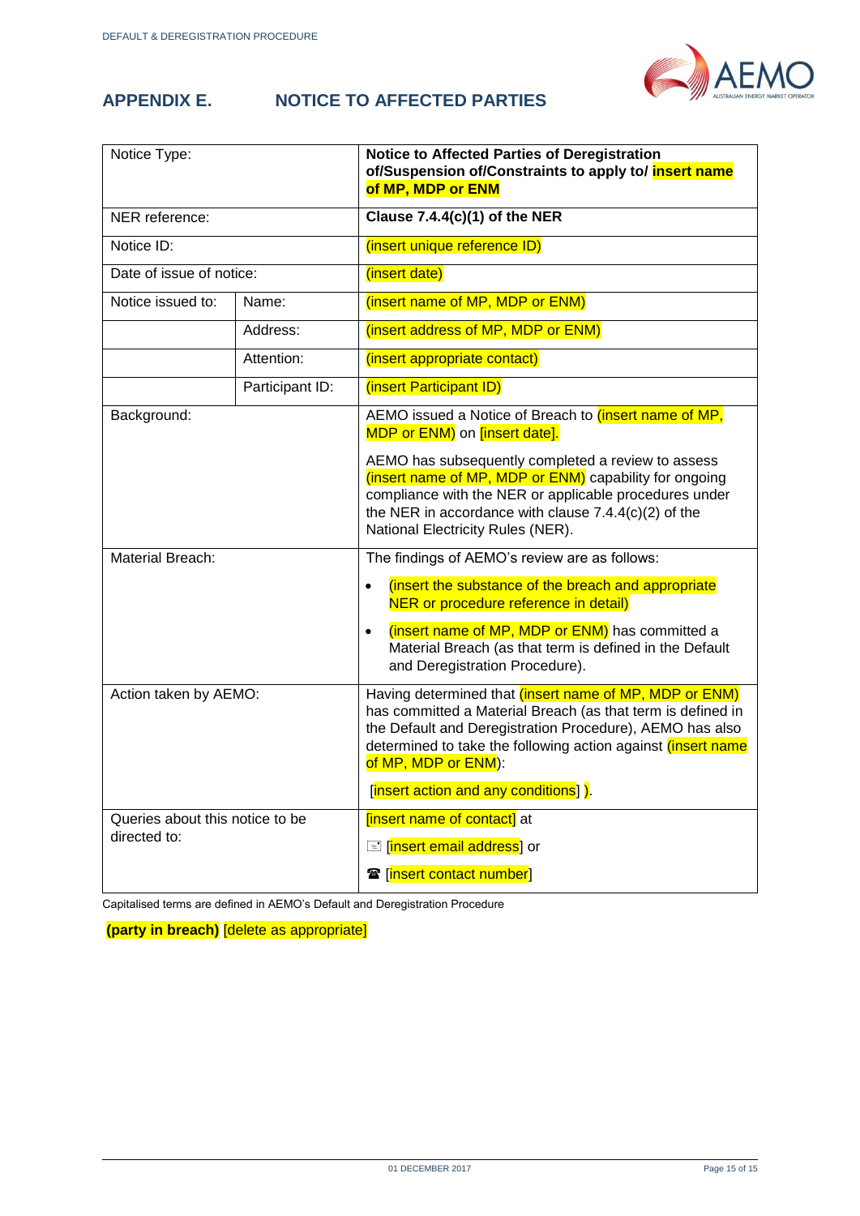## APPENDIX E. NOTICE TO AFFECTED PARTIES

| | | |
|---|---|---|
| Notice Type: | | **Notice to Affected Parties of Deregistration of/Suspension of/Constraints to apply to/ insert name of MP, MDP or ENM** |
| NER reference: | | **Clause 7.4.4(c)(1) of the NER** |
| Notice ID: | | (insert unique reference ID) |
| Date of issue of notice: | | (insert date) |
| Notice issued to: | Name: | (insert name of MP, MDP or ENM) |
| | Address: | (insert address of MP, MDP or ENM) |
| | Attention: | (insert appropriate contact) |
| | Participant ID: | (insert Participant ID) |
| Background: | | AEMO issued a Notice of Breach to (insert name of MP, MDP or ENM) on [insert date].<br><br>AEMO has subsequently completed a review to assess (insert name of MP, MDP or ENM) capability for ongoing compliance with the NER or applicable procedures under the NER in accordance with clause 7.4.4(c)(2) of the National Electricity Rules (NER). |
| Material Breach: | | The findings of AEMO's review are as follows:<br><br>• (insert the substance of the breach and appropriate NER or procedure reference in detail)<br><br>• (insert name of MP, MDP or ENM) has committed a Material Breach (as that term is defined in the Default and Deregistration Procedure). |
| Action taken by AEMO: | | Having determined that (insert name of MP, MDP or ENM) has committed a Material Breach (as that term is defined in the Default and Deregistration Procedure), AEMO has also determined to take the following action against (insert name of MP, MDP or ENM):<br><br>[insert action and any conditions] ). |
| Queries about this notice to be directed to: | | [insert name of contact] at<br><br>[insert email address] or<br><br>☎ [insert contact number] |

Capitalised terms are defined in AEMO's Default and Deregistration Procedure

**(party in breach)** [delete as appropriate]